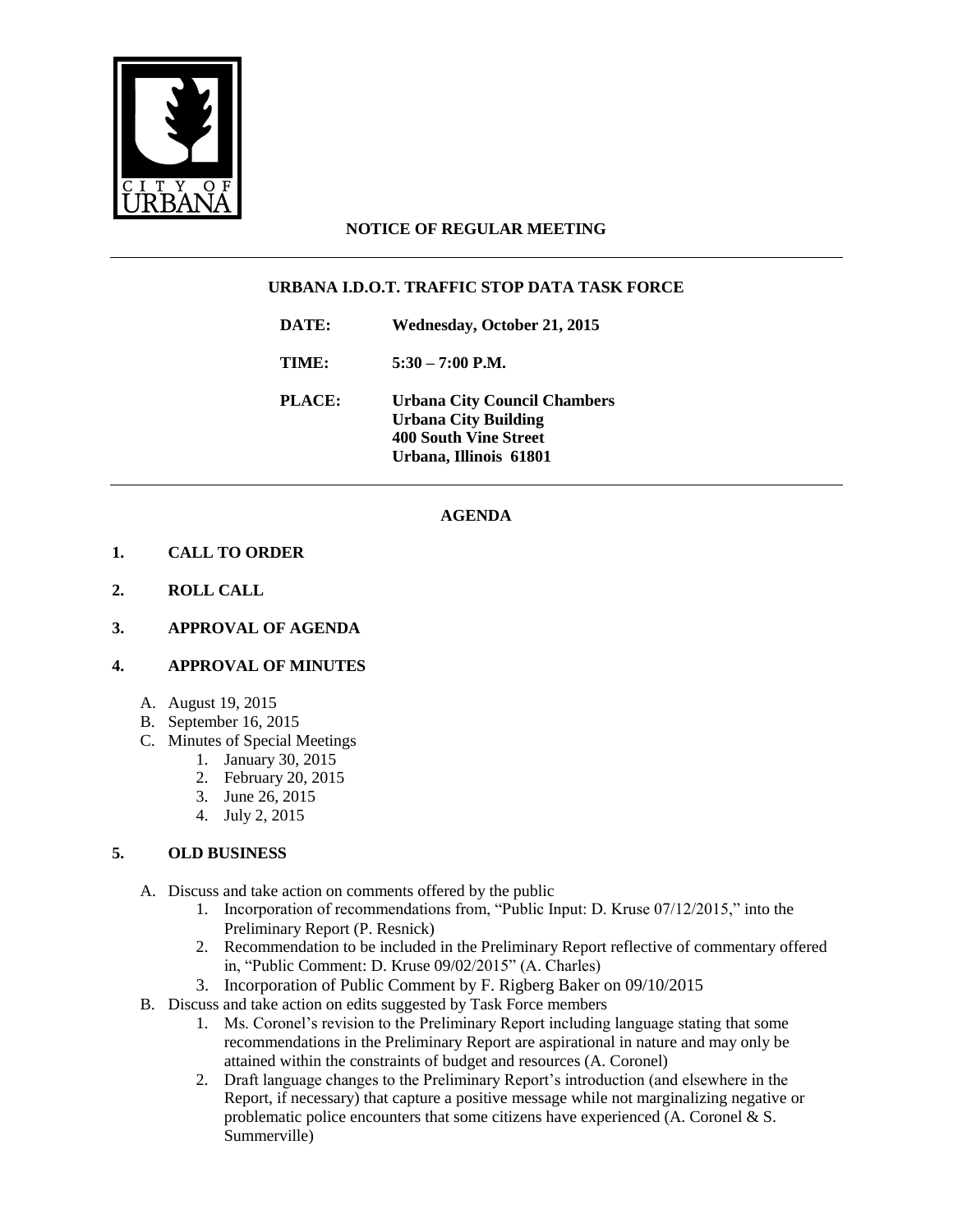CITY OF URBANA

**NOTICE OF REGULAR MEETING**

---

**URBANA I.D.O.T. TRAFFIC STOP DATA TASK FORCE**

**DATE:** Wednesday, October 21, 2015

**TIME:** 5:30 – 7:00 P.M.

**PLACE:** Urbana City Council Chambers
Urbana City Building
400 South Vine Street
Urbana, Illinois 61801

---

**AGENDA**

**1. CALL TO ORDER**

**2. ROLL CALL**

**3. APPROVAL OF AGENDA**

**4. APPROVAL OF MINUTES**

A. August 19, 2015
B. September 16, 2015
C. Minutes of Special Meetings
   1. January 30, 2015
   2. February 20, 2015
   3. June 26, 2015
   4. July 2, 2015

**5. OLD BUSINESS**

A. Discuss and take action on comments offered by the public
   1. Incorporation of recommendations from, "Public Input: D. Kruse 07/12/2015," into the Preliminary Report (P. Resnick)
   2. Recommendation to be included in the Preliminary Report reflective of commentary offered in, "Public Comment: D. Kruse 09/02/2015" (A. Charles)
   3. Incorporation of Public Comment by F. Rigberg Baker on 09/10/2015

B. Discuss and take action on edits suggested by Task Force members
   1. Ms. Coronel's revision to the Preliminary Report including language stating that some recommendations in the Preliminary Report are aspirational in nature and may only be attained within the constraints of budget and resources (A. Coronel)
   2. Draft language changes to the Preliminary Report's introduction (and elsewhere in the Report, if necessary) that capture a positive message while not marginalizing negative or problematic police encounters that some citizens have experienced (A. Coronel & S. Summerville)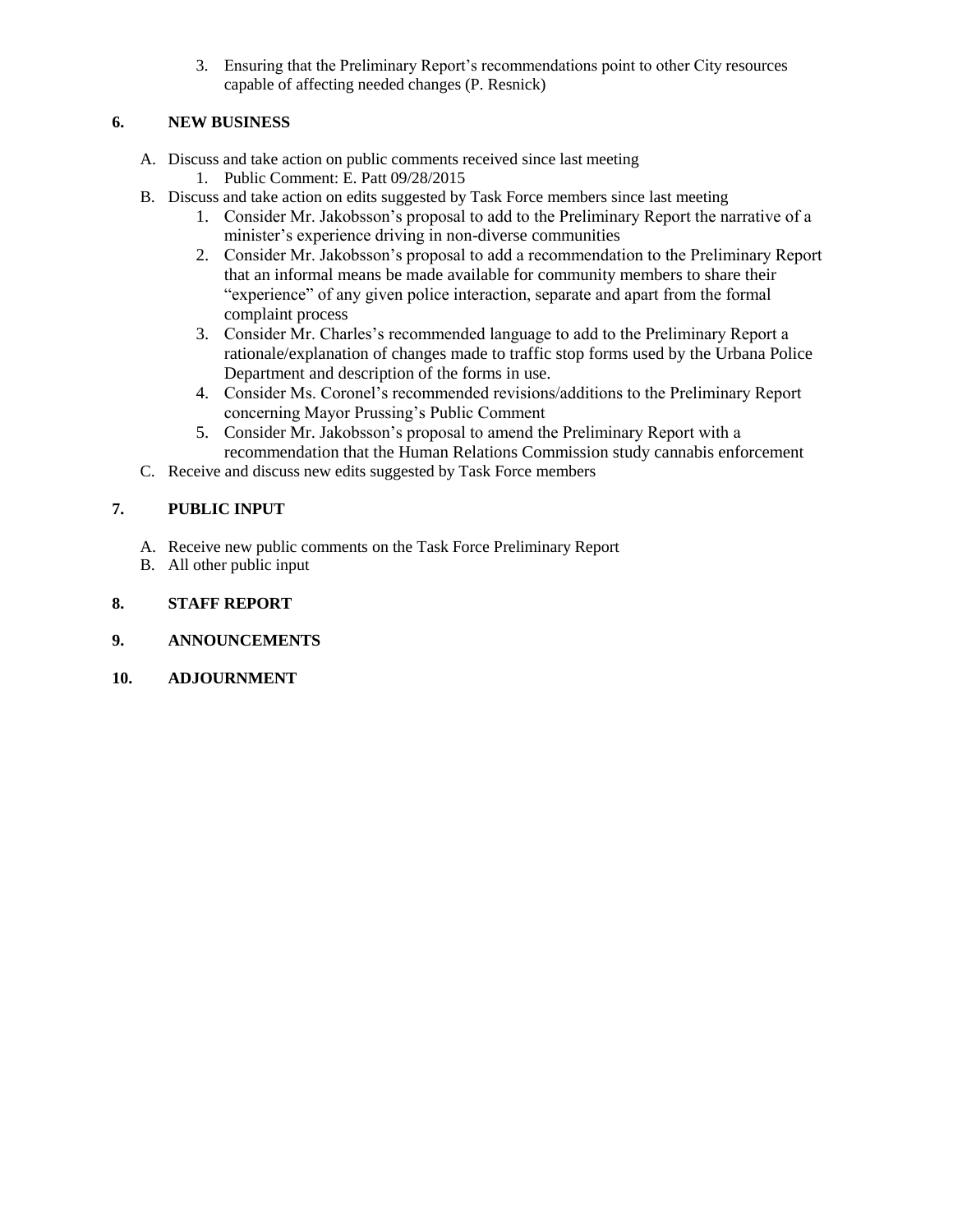3. Ensuring that the Preliminary Report's recommendations point to other City resources capable of affecting needed changes (P. Resnick)

## 6. NEW BUSINESS

A. Discuss and take action on public comments received since last meeting
   1. Public Comment: E. Patt 09/28/2015
B. Discuss and take action on edits suggested by Task Force members since last meeting
   1. Consider Mr. Jakobsson's proposal to add to the Preliminary Report the narrative of a minister's experience driving in non-diverse communities
   2. Consider Mr. Jakobsson's proposal to add a recommendation to the Preliminary Report that an informal means be made available for community members to share their "experience" of any given police interaction, separate and apart from the formal complaint process
   3. Consider Mr. Charles's recommended language to add to the Preliminary Report a rationale/explanation of changes made to traffic stop forms used by the Urbana Police Department and description of the forms in use.
   4. Consider Ms. Coronel's recommended revisions/additions to the Preliminary Report concerning Mayor Prussing's Public Comment
   5. Consider Mr. Jakobsson's proposal to amend the Preliminary Report with a recommendation that the Human Relations Commission study cannabis enforcement
C. Receive and discuss new edits suggested by Task Force members

## 7. PUBLIC INPUT

A. Receive new public comments on the Task Force Preliminary Report
B. All other public input

## 8. STAFF REPORT

## 9. ANNOUNCEMENTS

## 10. ADJOURNMENT